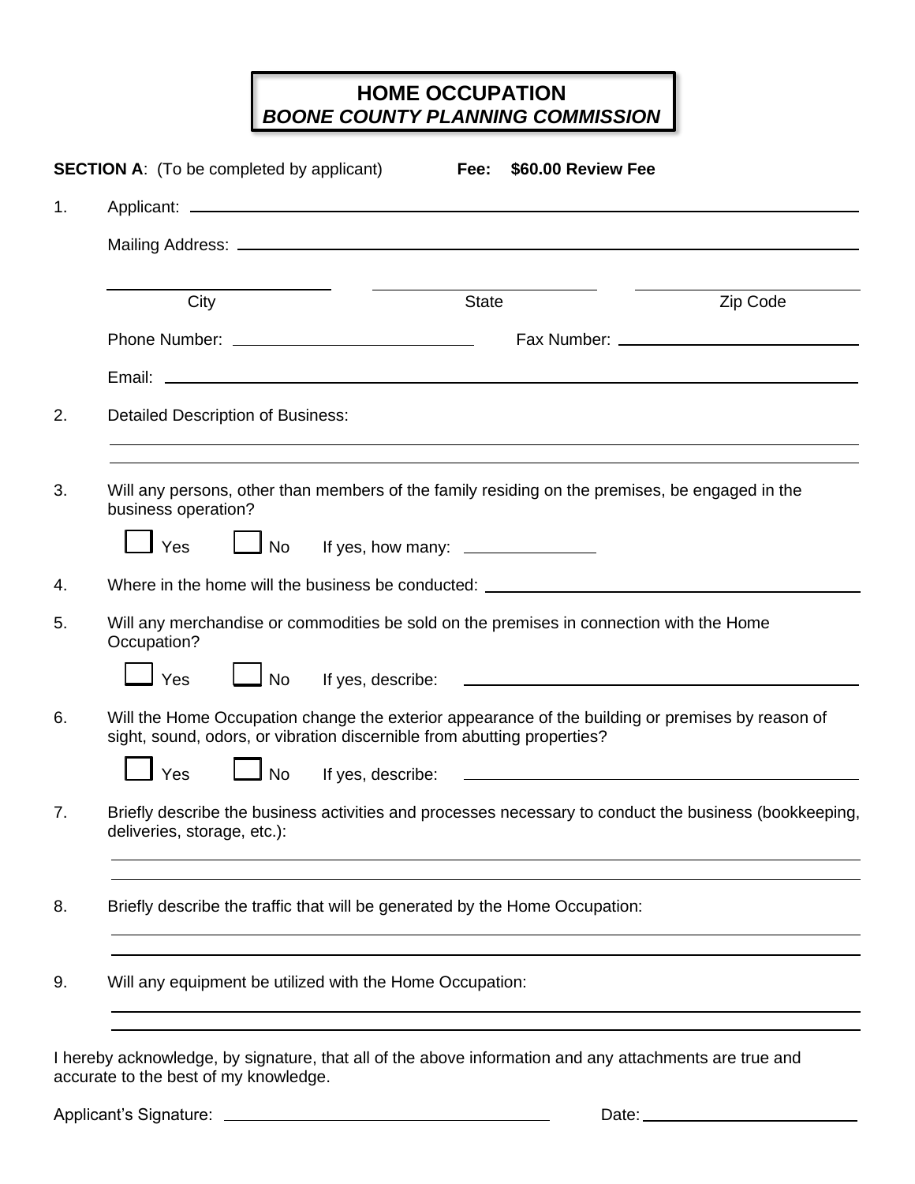# HOME OCCUPATION
## *BOONE COUNTY PLANNING COMMISSION*

**SECTION A**: (To be completed by applicant) **Fee: $60.00 Review Fee**

1. Applicant: ____________________

   Mailing Address: ____________________

   ____________ ____________ ____________
   City State Zip Code

   Phone Number: ____________ Fax Number: ____________

   Email: ____________________

2. Detailed Description of Business:

   ____________________

   ____________________

3. Will any persons, other than members of the family residing on the premises, be engaged in the business operation?

   ☐ Yes ☐ No If yes, how many: ____________

4. Where in the home will the business be conducted: ____________________

5. Will any merchandise or commodities be sold on the premises in connection with the Home Occupation?

   ☐ Yes ☐ No If yes, describe: ____________________

6. Will the Home Occupation change the exterior appearance of the building or premises by reason of sight, sound, odors, or vibration discernible from abutting properties?

   ☐ Yes ☐ No If yes, describe: ____________________

7. Briefly describe the business activities and processes necessary to conduct the business (bookkeeping, deliveries, storage, etc.):

   ____________________

   ____________________

8. Briefly describe the traffic that will be generated by the Home Occupation:

   ____________________

   ____________________

9. Will any equipment be utilized with the Home Occupation:

   ____________________

   ____________________

I hereby acknowledge, by signature, that all of the above information and any attachments are true and accurate to the best of my knowledge.

Applicant's Signature: ____________________ Date: ____________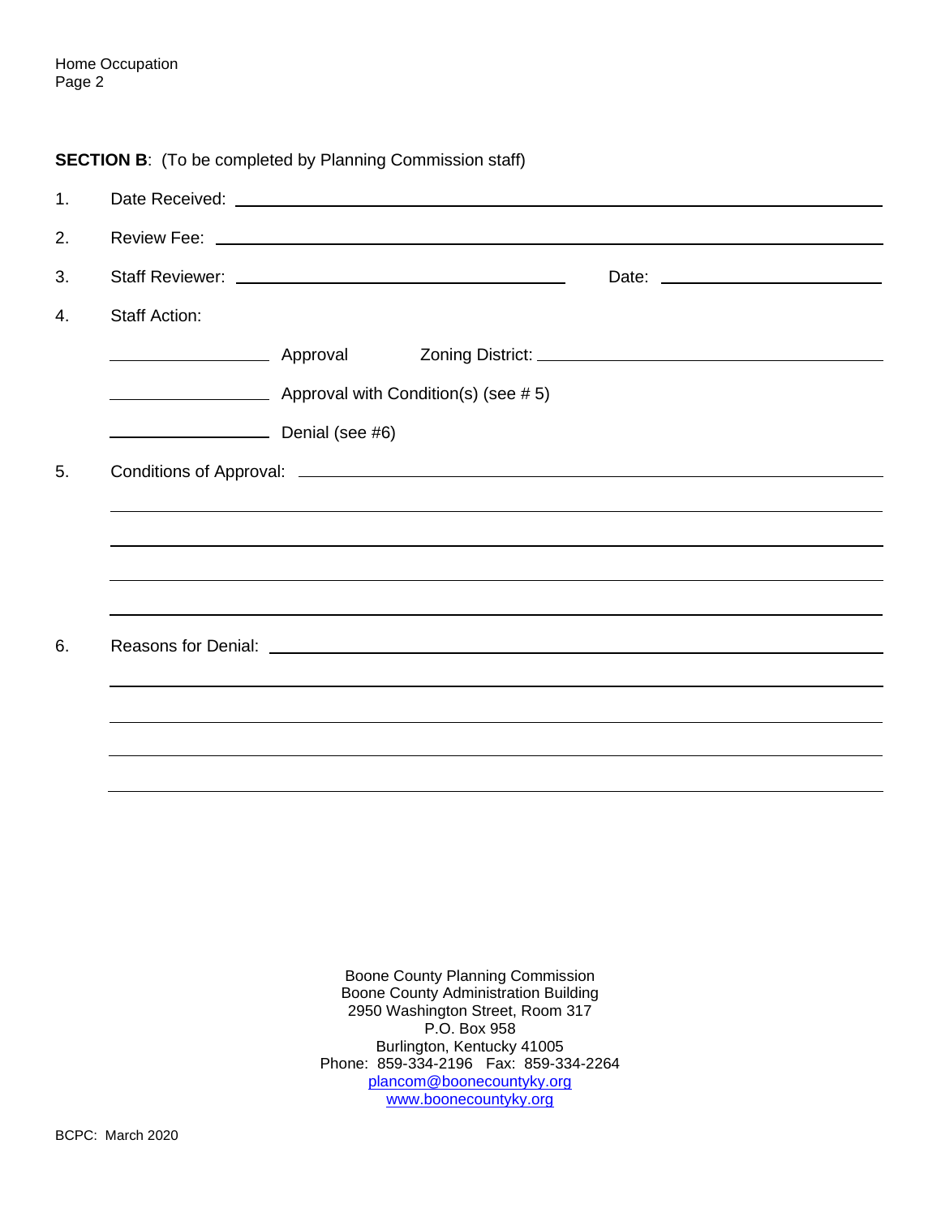**SECTION B**: (To be completed by Planning Commission staff)

1. Date Received: ______________________________________________

2. Review Fee: ______________________________________________

3. Staff Reviewer: ____________________________ Date: ________________

4. Staff Action:

   ____________ Approval Zoning District: ____________________________

   ____________ Approval with Condition(s) (see # 5)

   ____________ Denial (see #6)

5. Conditions of Approval: ______________________________________________

   ______________________________________________________________

   ______________________________________________________________

   ______________________________________________________________

   ______________________________________________________________

6. Reasons for Denial: ______________________________________________

   ______________________________________________________________

   ______________________________________________________________

   ______________________________________________________________

   ______________________________________________________________

Boone County Planning Commission
Boone County Administration Building
2950 Washington Street, Room 317
P.O. Box 958
Burlington, Kentucky 41005
Phone: 859-334-2196 Fax: 859-334-2264
plancom@boonecountyky.org
www.boonecountyky.org

BCPC: March 2020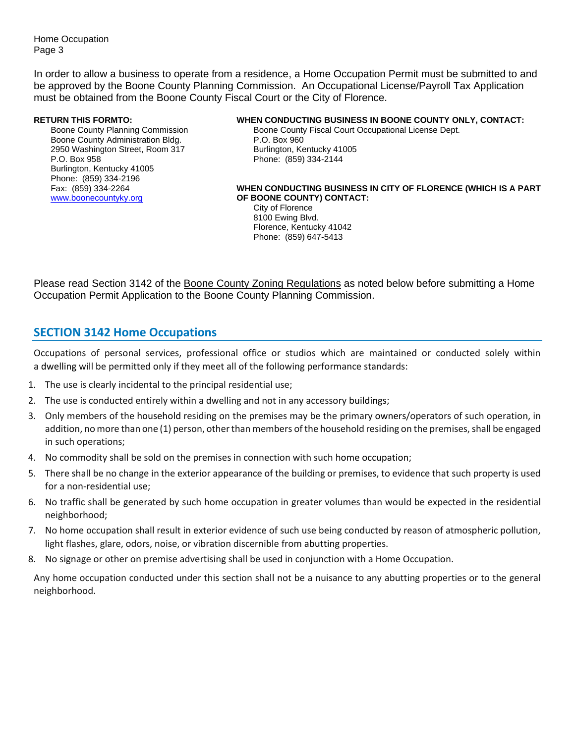In order to allow a business to operate from a residence, a Home Occupation Permit must be submitted to and be approved by the Boone County Planning Commission. An Occupational License/Payroll Tax Application must be obtained from the Boone County Fiscal Court or the City of Florence.

**RETURN THIS FORMTO:**
Boone County Planning Commission
Boone County Administration Bldg.
2950 Washington Street, Room 317
P.O. Box 958
Burlington, Kentucky 41005
Phone: (859) 334-2196
Fax: (859) 334-2264
www.boonecountyky.org

**WHEN CONDUCTING BUSINESS IN BOONE COUNTY ONLY, CONTACT:**
Boone County Fiscal Court Occupational License Dept.
P.O. Box 960
Burlington, Kentucky 41005
Phone: (859) 334-2144

**WHEN CONDUCTING BUSINESS IN CITY OF FLORENCE (WHICH IS A PART OF BOONE COUNTY) CONTACT:**
City of Florence
8100 Ewing Blvd.
Florence, Kentucky 41042
Phone: (859) 647-5413

Please read Section 3142 of the Boone County Zoning Regulations as noted below before submitting a Home Occupation Permit Application to the Boone County Planning Commission.

## SECTION 3142 Home Occupations

Occupations of personal services, professional office or studios which are maintained or conducted solely within a dwelling will be permitted only if they meet all of the following performance standards:

1. The use is clearly incidental to the principal residential use;
2. The use is conducted entirely within a dwelling and not in any accessory buildings;
3. Only members of the household residing on the premises may be the primary owners/operators of such operation, in addition, no more than one (1) person, other than members of the household residing on the premises, shall be engaged in such operations;
4. No commodity shall be sold on the premises in connection with such home occupation;
5. There shall be no change in the exterior appearance of the building or premises, to evidence that such property is used for a non-residential use;
6. No traffic shall be generated by such home occupation in greater volumes than would be expected in the residential neighborhood;
7. No home occupation shall result in exterior evidence of such use being conducted by reason of atmospheric pollution, light flashes, glare, odors, noise, or vibration discernible from abutting properties.
8. No signage or other on premise advertising shall be used in conjunction with a Home Occupation.

Any home occupation conducted under this section shall not be a nuisance to any abutting properties or to the general neighborhood.